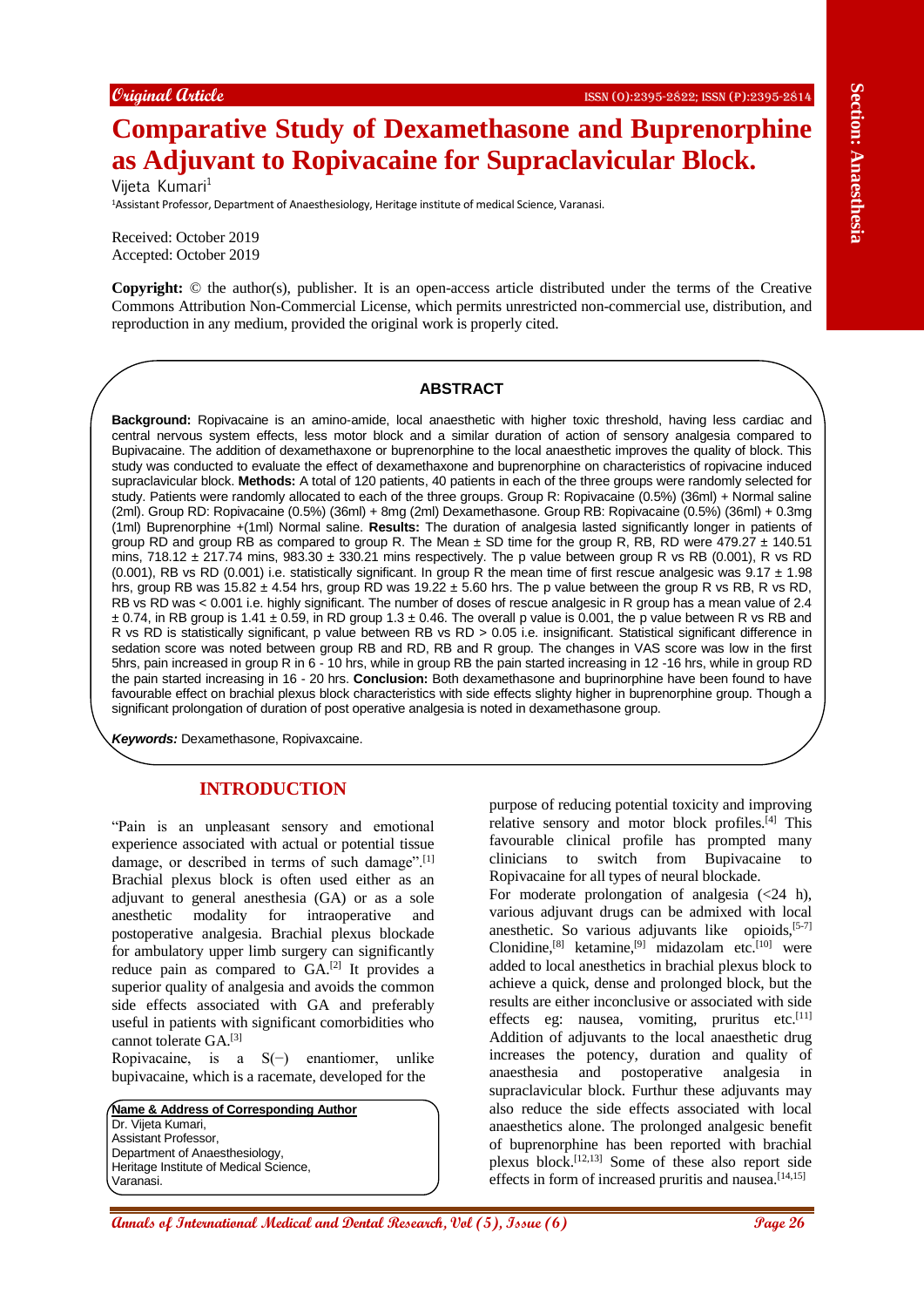Original Article

ISSN (O):2395-2822; ISSN (P):2395-2814

# Comparative Study of Dexamethasone and Buprenorphine as Adjuvant to Ropivacaine for Supraclavicular Block.

Vijeta Kumari[1]

[1]Assistant Professor, Department of Anaesthesiology, Heritage institute of medical Science, Varanasi.

Received: October 2019
Accepted: October 2019

**Copyright:** © the author(s), publisher. It is an open-access article distributed under the terms of the Creative Commons Attribution Non-Commercial License, which permits unrestricted non-commercial use, distribution, and reproduction in any medium, provided the original work is properly cited.

## ABSTRACT

**Background:** Ropivacaine is an amino-amide, local anaesthetic with higher toxic threshold, having less cardiac and central nervous system effects, less motor block and a similar duration of action of sensory analgesia compared to Bupivacaine. The addition of dexamethaxone or buprenorphine to the local anaesthetic improves the quality of block. This study was conducted to evaluate the effect of dexamethaxone and buprenorphine on characteristics of ropivacaine induced supraclavicular block. **Methods:** A total of 120 patients, 40 patients in each of the three groups were randomly selected for study. Patients were randomly allocated to each of the three groups. Group R: Ropivacaine (0.5%) (36ml) + Normal saline (2ml). Group RD: Ropivacaine (0.5%) (36ml) + 8mg (2ml) Dexamethasone. Group RB: Ropivacaine (0.5%) (36ml) + 0.3mg (1ml) Buprenorphine +(1ml) Normal saline. **Results:** The duration of analgesia lasted significantly longer in patients of group RD and group RB as compared to group R. The Mean ± SD time for the group R, RB, RD were 479.27 ± 140.51 mins, 718.12 ± 217.74 mins, 983.30 ± 330.21 mins respectively. The p value between group R vs RB (0.001), R vs RD (0.001), RB vs RD (0.001) i.e. statistically significant. In group R the mean time of first rescue analgesic was 9.17 ± 1.98 hrs, group RB was 15.82 ± 4.54 hrs, group RD was 19.22 ± 5.60 hrs. The p value between the group R vs RB, R vs RD, RB vs RD was < 0.001 i.e. highly significant. The number of doses of rescue analgesic in R group has a mean value of 2.4 ± 0.74, in RB group is 1.41 ± 0.59, in RD group 1.3 ± 0.46. The overall p value is 0.001, the p value between R vs RB and R vs RD is statistically significant, p value between RB vs RD > 0.05 i.e. insignificant. Statistical significant difference in sedation score was noted between group RB and RD, RB and R group. The changes in VAS score was low in the first 5hrs, pain increased in group R in 6 - 10 hrs, while in group RB the pain started increasing in 12 -16 hrs, while in group RD the pain started increasing in 16 - 20 hrs. **Conclusion:** Both dexamethasone and buprinorphine have been found to have favourable effect on brachial plexus block characteristics with side effects slighty higher in buprenorphine group. Though a significant prolongation of duration of post operative analgesia is noted in dexamethasone group.

***Keywords:*** Dexamethasone, Ropivaxcaine.

## INTRODUCTION

"Pain is an unpleasant sensory and emotional experience associated with actual or potential tissue damage, or described in terms of such damage".[1] Brachial plexus block is often used either as an adjuvant to general anesthesia (GA) or as a sole anesthetic modality for intraoperative and postoperative analgesia. Brachial plexus blockade for ambulatory upper limb surgery can significantly reduce pain as compared to GA.[2] It provides a superior quality of analgesia and avoids the common side effects associated with GA and preferably useful in patients with significant comorbidities who cannot tolerate GA.[3]

Ropivacaine, is a S(−) enantiomer, unlike bupivacaine, which is a racemate, developed for the purpose of reducing potential toxicity and improving relative sensory and motor block profiles.[4] This favourable clinical profile has prompted many clinicians to switch from Bupivacaine to Ropivacaine for all types of neural blockade.

For moderate prolongation of analgesia (<24 h), various adjuvant drugs can be admixed with local anesthetic. So various adjuvants like opioids,[5-7] Clonidine,[8] ketamine,[9] midazolam etc.[10] were added to local anesthetics in brachial plexus block to achieve a quick, dense and prolonged block, but the results are either inconclusive or associated with side effects eg: nausea, vomiting, pruritus etc.[11] Addition of adjuvants to the local anaesthetic drug increases the potency, duration and quality of anaesthesia and postoperative analgesia in supraclavicular block. Furthur these adjuvants may also reduce the side effects associated with local anaesthetics alone. The prolonged analgesic benefit of buprenorphine has been reported with brachial plexus block.[12,13] Some of these also report side effects in form of increased pruritis and nausea.[14,15]

**Name & Address of Corresponding Author**
Dr. Vijeta Kumari,
Assistant Professor,
Department of Anaesthesiology,
Heritage Institute of Medical Science,
Varanasi.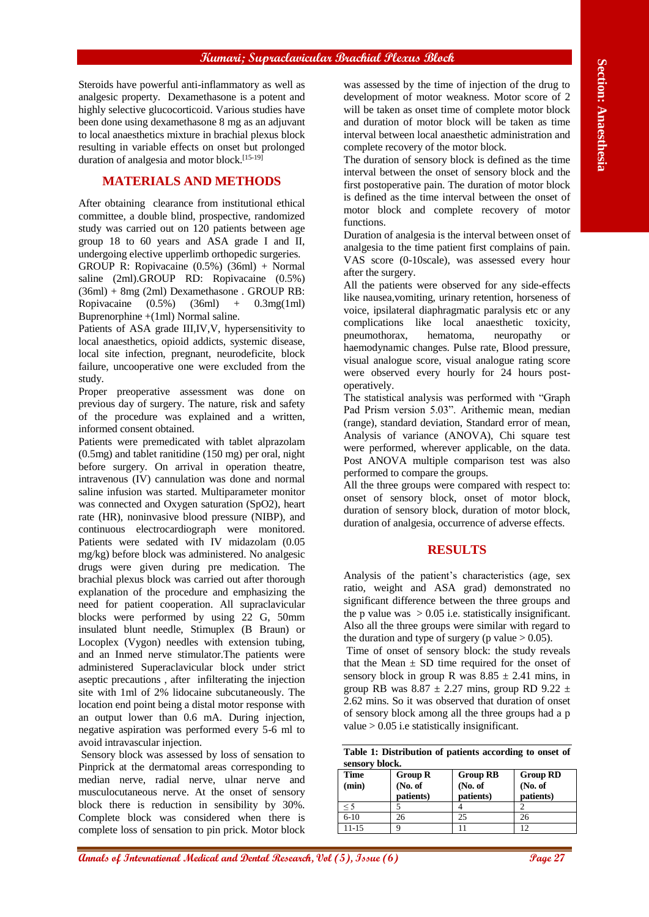Steroids have powerful anti-inflammatory as well as analgesic property. Dexamethasone is a potent and highly selective glucocorticoid. Various studies have been done using dexamethasone 8 mg as an adjuvant to local anaesthetics mixture in brachial plexus block resulting in variable effects on onset but prolonged duration of analgesia and motor block.[15-19]

## MATERIALS AND METHODS

After obtaining clearance from institutional ethical committee, a double blind, prospective, randomized study was carried out on 120 patients between age group 18 to 60 years and ASA grade I and II, undergoing elective upperlimb orthopedic surgeries.

GROUP R: Ropivacaine (0.5%) (36ml) + Normal saline (2ml).GROUP RD: Ropivacaine (0.5%) (36ml) + 8mg (2ml) Dexamethasone . GROUP RB: Ropivacaine (0.5%) (36ml) + 0.3mg(1ml) Buprenorphine +(1ml) Normal saline.

Patients of ASA grade III,IV,V, hypersensitivity to local anaesthetics, opioid addicts, systemic disease, local site infection, pregnant, neurodeficite, block failure, uncooperative one were excluded from the study.

Proper preoperative assessment was done on previous day of surgery. The nature, risk and safety of the procedure was explained and a written, informed consent obtained.

Patients were premedicated with tablet alprazolam (0.5mg) and tablet ranitidine (150 mg) per oral, night before surgery. On arrival in operation theatre, intravenous (IV) cannulation was done and normal saline infusion was started. Multiparameter monitor was connected and Oxygen saturation (SpO2), heart rate (HR), noninvasive blood pressure (NIBP), and continuous electrocardiograph were monitored. Patients were sedated with IV midazolam (0.05 mg/kg) before block was administered. No analgesic drugs were given during pre medication. The brachial plexus block was carried out after thorough explanation of the procedure and emphasizing the need for patient cooperation. All supraclavicular blocks were performed by using 22 G, 50mm insulated blunt needle, Stimuplex (B Braun) or Locoplex (Vygon) needles with extension tubing, and an Inmed nerve stimulator.The patients were administered Superaclavicular block under strict aseptic precautions , after infilterating the injection site with 1ml of 2% lidocaine subcutaneously. The location end point being a distal motor response with an output lower than 0.6 mA. During injection, negative aspiration was performed every 5-6 ml to avoid intravascular injection.

Sensory block was assessed by loss of sensation to Pinprick at the dermatomal areas corresponding to median nerve, radial nerve, ulnar nerve and musculocutaneous nerve. At the onset of sensory block there is reduction in sensibility by 30%. Complete block was considered when there is complete loss of sensation to pin prick. Motor block was assessed by the time of injection of the drug to development of motor weakness. Motor score of 2 will be taken as onset time of complete motor block and duration of motor block will be taken as time interval between local anaesthetic administration and complete recovery of the motor block.

The duration of sensory block is defined as the time interval between the onset of sensory block and the first postoperative pain. The duration of motor block is defined as the time interval between the onset of motor block and complete recovery of motor functions.

Duration of analgesia is the interval between onset of analgesia to the time patient first complains of pain. VAS score (0-10scale), was assessed every hour after the surgery.

All the patients were observed for any side-effects like nausea,vomiting, urinary retention, horseness of voice, ipsilateral diaphragmatic paralysis etc or any complications like local anaesthetic toxicity, pneumothorax, hematoma, neuropathy or haemodynamic changes. Pulse rate, Blood pressure, visual analogue score, visual analogue rating score were observed every hourly for 24 hours post-operatively.

The statistical analysis was performed with "Graph Pad Prism version 5.03". Arithemic mean, median (range), standard deviation, Standard error of mean, Analysis of variance (ANOVA), Chi square test were performed, wherever applicable, on the data. Post ANOVA multiple comparison test was also performed to compare the groups.

All the three groups were compared with respect to: onset of sensory block, onset of motor block, duration of sensory block, duration of motor block, duration of analgesia, occurrence of adverse effects.

## RESULTS

Analysis of the patient's characteristics (age, sex ratio, weight and ASA grad) demonstrated no significant difference between the three groups and the p value was $> 0.05$ i.e. statistically insignificant. Also all the three groups were similar with regard to the duration and type of surgery (p value $> 0.05$).

Time of onset of sensory block: the study reveals that the Mean ± SD time required for the onset of sensory block in group R was 8.85 ± 2.41 mins, in group RB was 8.87 ± 2.27 mins, group RD 9.22 ± 2.62 mins. So it was observed that duration of onset of sensory block among all the three groups had a p value $> 0.05$ i.e statistically insignificant.

**Table 1: Distribution of patients according to onset of sensory block.**

| Time (min) | Group R (No. of patients) | Group RB (No. of patients) | Group RD (No. of patients) |
|---|---|---|---|
| ≤ 5 | 5 | 4 | 2 |
| 6-10 | 26 | 25 | 26 |
| 11-15 | 9 | 11 | 12 |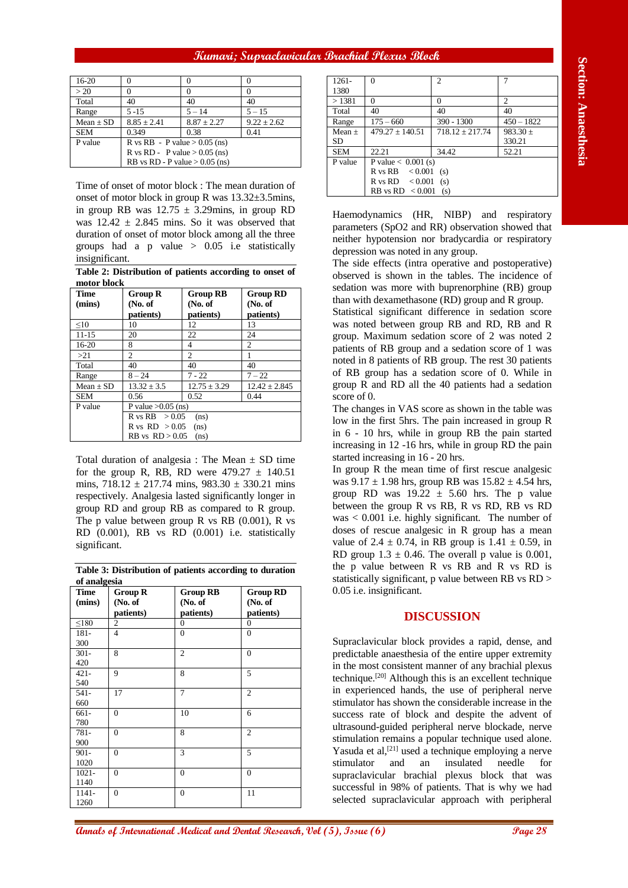| 16-20 | 0 | 0 | 0 |
|---|---|---|---|
| > 20 | 0 | 0 | 0 |
| Total | 40 | 40 | 40 |
| Range | 5 -15 | 5 – 14 | 5 – 15 |
| Mean ± SD | 8.85 ± 2.41 | 8.87 ± 2.27 | 9.22 ± 2.62 |
| SEM | 0.349 | 0.38 | 0.41 |
| P value | R vs RB - P value > 0.05 (ns) R vs RD - P value > 0.05 (ns) RB vs RD - P value > 0.05 (ns) | | |

Time of onset of motor block : The mean duration of onset of motor block in group R was 13.32±3.5mins, in group RB was 12.75 ± 3.29mins, in group RD was 12.42 ± 2.845 mins. So it was observed that duration of onset of motor block among all the three groups had a p value > 0.05 i.e statistically insignificant.

**Table 2: Distribution of patients according to onset of motor block**

| Time (mins) | Group R (No. of patients) | Group RB (No. of patients) | Group RD (No. of patients) |
|---|---|---|---|
| ≤10 | 10 | 12 | 13 |
| 11-15 | 20 | 22 | 24 |
| 16-20 | 8 | 4 | 2 |
| >21 | 2 | 2 | 1 |
| Total | 40 | 40 | 40 |
| Range | 8 – 24 | 7 - 22 | 7 – 22 |
| Mean ± SD | 13.32 ± 3.5 | 12.75 ± 3.29 | 12.42 ± 2.845 |
| SEM | 0.56 | 0.52 | 0.44 |
| P value | P value >0.05 (ns) R vs RB > 0.05 (ns) R vs RD > 0.05 (ns) RB vs RD > 0.05 (ns) | | |

Total duration of analgesia : The Mean ± SD time for the group R, RB, RD were 479.27 ± 140.51 mins, 718.12 ± 217.74 mins, 983.30 ± 330.21 mins respectively. Analgesia lasted significantly longer in group RD and group RB as compared to R group. The p value between group R vs RB (0.001), R vs RD (0.001), RB vs RD (0.001) i.e. statistically significant.

**Table 3: Distribution of patients according to duration of analgesia**

| Time (mins) | Group R (No. of patients) | Group RB (No. of patients) | Group RD (No. of patients) |
|---|---|---|---|
| ≤180 | 2 | 0 | 0 |
| 181-300 | 4 | 0 | 0 |
| 301-420 | 8 | 2 | 0 |
| 421-540 | 9 | 8 | 5 |
| 541-660 | 17 | 7 | 2 |
| 661-780 | 0 | 10 | 6 |
| 781-900 | 0 | 8 | 2 |
| 901-1020 | 0 | 3 | 5 |
| 1021-1140 | 0 | 0 | 0 |
| 1141-1260 | 0 | 0 | 11 |
| 1261-1380 | 0 | 2 | 7 |
| > 1381 | 0 | 0 | 2 |
| Total | 40 | 40 | 40 |
| Range | 175 – 660 | 390 - 1300 | 450 – 1822 |
| Mean ± SD | 479.27 ± 140.51 | 718.12 ± 217.74 | 983.30 ± 330.21 |
| SEM | 22.21 | 34.42 | 52.21 |
| P value | P value < 0.001 (s) R vs RB < 0.001 (s) R vs RD < 0.001 (s) RB vs RD < 0.001 (s) | | |

Haemodynamics (HR, NIBP) and respiratory parameters (SpO2 and RR) observation showed that neither hypotension nor bradycardia or respiratory depression was noted in any group.

The side effects (intra operative and postoperative) observed is shown in the tables. The incidence of sedation was more with buprenorphine (RB) group than with dexamethasone (RD) group and R group.

Statistical significant difference in sedation score was noted between group RB and RD, RB and R group. Maximum sedation score of 2 was noted 2 patients of RB group and a sedation score of 1 was noted in 8 patients of RB group. The rest 30 patients of RB group has a sedation score of 0. While in group R and RD all the 40 patients had a sedation score of 0.

The changes in VAS score as shown in the table was low in the first 5hrs. The pain increased in group R in 6 - 10 hrs, while in group RB the pain started increasing in 12 -16 hrs, while in group RD the pain started increasing in 16 - 20 hrs.

In group R the mean time of first rescue analgesic was 9.17 ± 1.98 hrs, group RB was 15.82 ± 4.54 hrs, group RD was 19.22 ± 5.60 hrs. The p value between the group R vs RB, R vs RD, RB vs RD was < 0.001 i.e. highly significant. The number of doses of rescue analgesic in R group has a mean value of 2.4 ± 0.74, in RB group is 1.41 ± 0.59, in RD group 1.3 ± 0.46. The overall p value is 0.001, the p value between R vs RB and R vs RD is statistically significant, p value between RB vs RD > 0.05 i.e. insignificant.

## DISCUSSION

Supraclavicular block provides a rapid, dense, and predictable anaesthesia of the entire upper extremity in the most consistent manner of any brachial plexus technique.[20] Although this is an excellent technique in experienced hands, the use of peripheral nerve stimulator has shown the considerable increase in the success rate of block and despite the advent of ultrasound-guided peripheral nerve blockade, nerve stimulation remains a popular technique used alone. Yasuda et al,[21] used a technique employing a nerve stimulator and an insulated needle for supraclavicular brachial plexus block that was successful in 98% of patients. That is why we had selected supraclavicular approach with peripheral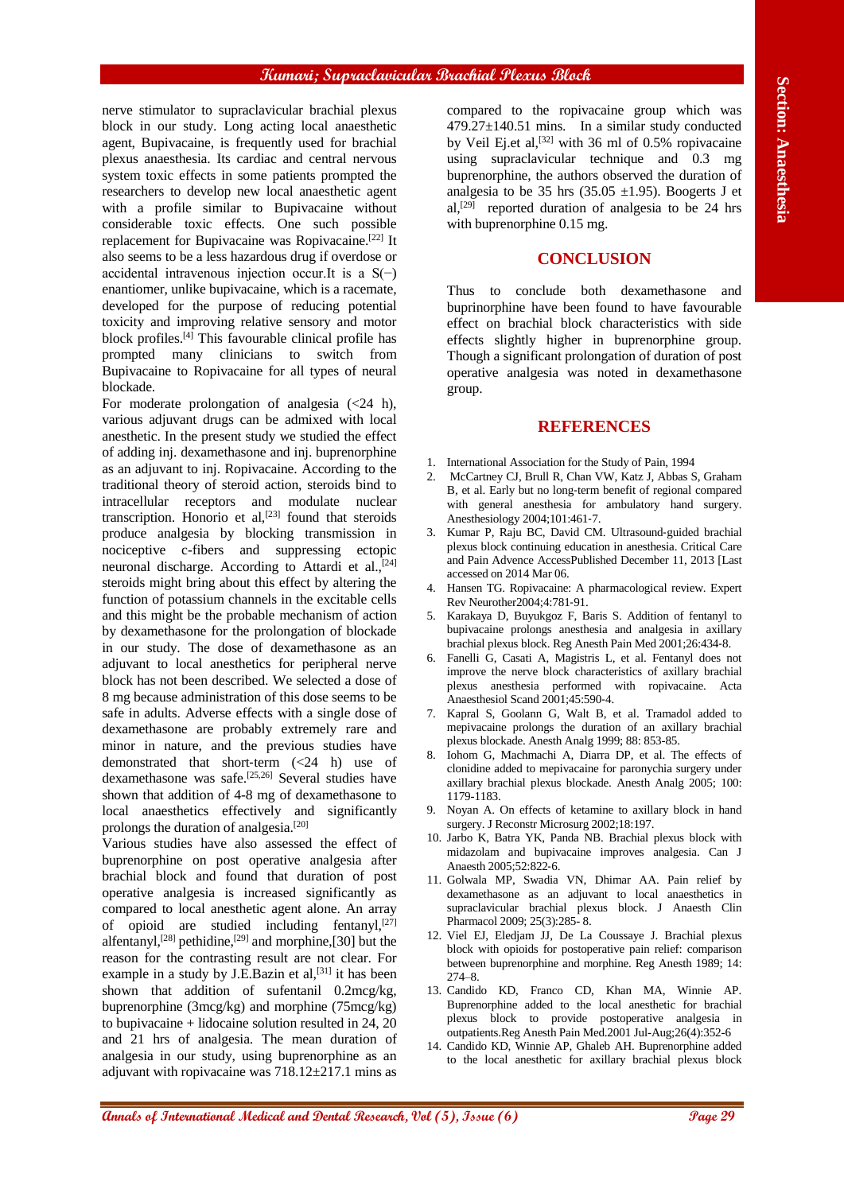nerve stimulator to supraclavicular brachial plexus block in our study. Long acting local anaesthetic agent, Bupivacaine, is frequently used for brachial plexus anaesthesia. Its cardiac and central nervous system toxic effects in some patients prompted the researchers to develop new local anaesthetic agent with a profile similar to Bupivacaine without considerable toxic effects. One such possible replacement for Bupivacaine was Ropivacaine.[22] It also seems to be a less hazardous drug if overdose or accidental intravenous injection occur.It is a S(−) enantiomer, unlike bupivacaine, which is a racemate, developed for the purpose of reducing potential toxicity and improving relative sensory and motor block profiles.[4] This favourable clinical profile has prompted many clinicians to switch from Bupivacaine to Ropivacaine for all types of neural blockade.

For moderate prolongation of analgesia (<24 h), various adjuvant drugs can be admixed with local anesthetic. In the present study we studied the effect of adding inj. dexamethasone and inj. buprenorphine as an adjuvant to inj. Ropivacaine. According to the traditional theory of steroid action, steroids bind to intracellular receptors and modulate nuclear transcription. Honorio et al,[23] found that steroids produce analgesia by blocking transmission in nociceptive c-fibers and suppressing ectopic neuronal discharge. According to Attardi et al.,[24] steroids might bring about this effect by altering the function of potassium channels in the excitable cells and this might be the probable mechanism of action by dexamethasone for the prolongation of blockade in our study. The dose of dexamethasone as an adjuvant to local anesthetics for peripheral nerve block has not been described. We selected a dose of 8 mg because administration of this dose seems to be safe in adults. Adverse effects with a single dose of dexamethasone are probably extremely rare and minor in nature, and the previous studies have demonstrated that short-term (<24 h) use of dexamethasone was safe.[25,26] Several studies have shown that addition of 4-8 mg of dexamethasone to local anaesthetics effectively and significantly prolongs the duration of analgesia.[20]

Various studies have also assessed the effect of buprenorphine on post operative analgesia after brachial block and found that duration of post operative analgesia is increased significantly as compared to local anesthetic agent alone. An array of opioid are studied including fentanyl,[27] alfentanyl,[28] pethidine,[29] and morphine,[30] but the reason for the contrasting result are not clear. For example in a study by J.E.Bazin et al,[31] it has been shown that addition of sufentanil 0.2mcg/kg, buprenorphine (3mcg/kg) and morphine (75mcg/kg) to bupivacaine + lidocaine solution resulted in 24, 20 and 21 hrs of analgesia. The mean duration of analgesia in our study, using buprenorphine as an adjuvant with ropivacaine was 718.12±217.1 mins as compared to the ropivacaine group which was 479.27±140.51 mins. In a similar study conducted by Veil Ej.et al,[32] with 36 ml of 0.5% ropivacaine using supraclavicular technique and 0.3 mg buprenorphine, the authors observed the duration of analgesia to be 35 hrs (35.05 ±1.95). Boogerts J et al,[29] reported duration of analgesia to be 24 hrs with buprenorphine 0.15 mg.

## CONCLUSION

Thus to conclude both dexamethasone and buprinorphine have been found to have favourable effect on brachial block characteristics with side effects slightly higher in buprenorphine group. Though a significant prolongation of duration of post operative analgesia was noted in dexamethasone group.

## REFERENCES

1. International Association for the Study of Pain, 1994
2. McCartney CJ, Brull R, Chan VW, Katz J, Abbas S, Graham B, et al. Early but no long-term benefit of regional compared with general anesthesia for ambulatory hand surgery. Anesthesiology 2004;101:461-7.
3. Kumar P, Raju BC, David CM. Ultrasound-guided brachial plexus block continuing education in anesthesia. Critical Care and Pain Advence AccessPublished December 11, 2013 [Last accessed on 2014 Mar 06.
4. Hansen TG. Ropivacaine: A pharmacological review. Expert Rev Neurother2004;4:781-91.
5. Karakaya D, Buyukgoz F, Baris S. Addition of fentanyl to bupivacaine prolongs anesthesia and analgesia in axillary brachial plexus block. Reg Anesth Pain Med 2001;26:434-8.
6. Fanelli G, Casati A, Magistris L, et al. Fentanyl does not improve the nerve block characteristics of axillary brachial plexus anesthesia performed with ropivacaine. Acta Anaesthesiol Scand 2001;45:590-4.
7. Kapral S, Goolann G, Walt B, et al. Tramadol added to mepivacaine prolongs the duration of an axillary brachial plexus blockade. Anesth Analg 1999; 88: 853-85.
8. Iohom G, Machmachi A, Diarra DP, et al. The effects of clonidine added to mepivacaine for paronychia surgery under axillary brachial plexus blockade. Anesth Analg 2005; 100: 1179-1183.
9. Noyan A. On effects of ketamine to axillary block in hand surgery. J Reconstr Microsurg 2002;18:197.
10. Jarbo K, Batra YK, Panda NB. Brachial plexus block with midazolam and bupivacaine improves analgesia. Can J Anaesth 2005;52:822-6.
11. Golwala MP, Swadia VN, Dhimar AA. Pain relief by dexamethasone as an adjuvant to local anaesthetics in supraclavicular brachial plexus block. J Anaesth Clin Pharmacol 2009; 25(3):285- 8.
12. Viel EJ, Eledjam JJ, De La Coussaye J. Brachial plexus block with opioids for postoperative pain relief: comparison between buprenorphine and morphine. Reg Anesth 1989; 14: 274–8.
13. Candido KD, Franco CD, Khan MA, Winnie AP. Buprenorphine added to the local anesthetic for brachial plexus block to provide postoperative analgesia in outpatients.Reg Anesth Pain Med.2001 Jul-Aug;26(4):352-6
14. Candido KD, Winnie AP, Ghaleb AH. Buprenorphine added to the local anesthetic for axillary brachial plexus block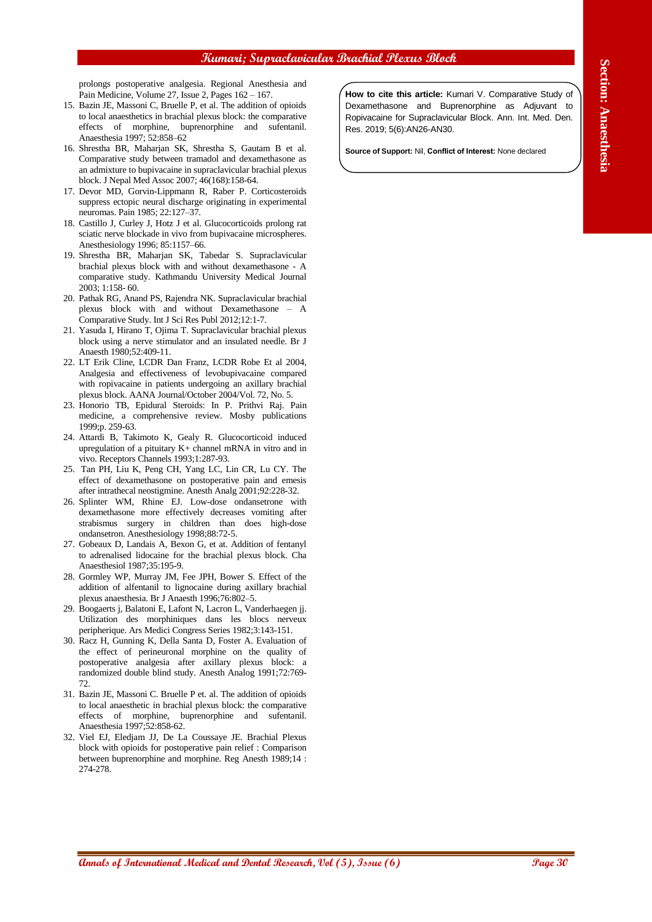prolongs postoperative analgesia. Regional Anesthesia and Pain Medicine, Volume 27, Issue 2, Pages 162 – 167.

15. Bazin JE, Massoni C, Bruelle P, et al. The addition of opioids to local anaesthetics in brachial plexus block: the comparative effects of morphine, buprenorphine and sufentanil. Anaesthesia 1997; 52:858–62
16. Shrestha BR, Maharjan SK, Shrestha S, Gautam B et al. Comparative study between tramadol and dexamethasone as an admixture to bupivacaine in supraclavicular brachial plexus block. J Nepal Med Assoc 2007; 46(168):158-64.
17. Devor MD, Gorvin-Lippmann R, Raber P. Corticosteroids suppress ectopic neural discharge originating in experimental neuromas. Pain 1985; 22:127–37.
18. Castillo J, Curley J, Hotz J et al. Glucocorticoids prolong rat sciatic nerve blockade in vivo from bupivacaine microspheres. Anesthesiology 1996; 85:1157–66.
19. Shrestha BR, Maharjan SK, Tabedar S. Supraclavicular brachial plexus block with and without dexamethasone - A comparative study. Kathmandu University Medical Journal 2003; 1:158- 60.
20. Pathak RG, Anand PS, Rajendra NK. Supraclavicular brachial plexus block with and without Dexamethasone – A Comparative Study. Int J Sci Res Publ 2012;12:1-7.
21. Yasuda I, Hirano T, Ojima T. Supraclavicular brachial plexus block using a nerve stimulator and an insulated needle. Br J Anaesth 1980;52:409-11.
22. LT Erik Cline, LCDR Dan Franz, LCDR Robe Et al 2004, Analgesia and effectiveness of levobupivacaine compared with ropivacaine in patients undergoing an axillary brachial plexus block. AANA Journal/October 2004/Vol. 72, No. 5.
23. Honorio TB, Epidural Steroids: In P. Prithvi Raj. Pain medicine, a comprehensive review. Mosby publications 1999;p. 259-63.
24. Attardi B, Takimoto K, Gealy R. Glucocorticoid induced upregulation of a pituitary K+ channel mRNA in vitro and in vivo. Receptors Channels 1993;1:287-93.
25. Tan PH, Liu K, Peng CH, Yang LC, Lin CR, Lu CY. The effect of dexamethasone on postoperative pain and emesis after intrathecal neostigmine. Anesth Analg 2001;92:228-32.
26. Splinter WM, Rhine EJ. Low-dose ondansetrone with dexamethasone more effectively decreases vomiting after strabismus surgery in children than does high-dose ondansetron. Anesthesiology 1998;88:72-5.
27. Gobeaux D, Landais A, Bexon G, et at. Addition of fentanyl to adrenalised lidocaine for the brachial plexus block. Cha Anaesthesiol 1987;35:195-9.
28. Gormley WP, Murray JM, Fee JPH, Bower S. Effect of the addition of alfentanil to lignocaine during axillary brachial plexus anaesthesia. Br J Anaesth 1996;76:802–5.
29. Boogaerts j, Balatoni E, Lafont N, Lacron L, Vanderhaegen jj. Utilization des morphiniques dans les blocs nerveux peripherique. Ars Medici Congress Series 1982;3:143-151.
30. Racz H, Gunning K, Della Santa D, Foster A. Evaluation of the effect of perineuronal morphine on the quality of postoperative analgesia after axillary plexus block: a randomized double blind study. Anesth Analog 1991;72:769-72.
31. Bazin JE, Massoni C. Bruelle P et. al. The addition of opioids to local anaesthetic in brachial plexus block: the comparative effects of morphine, buprenorphine and sufentanil. Anaesthesia 1997;52:858-62.
32. Viel EJ, Eledjam JJ, De La Coussaye JE. Brachial Plexus block with opioids for postoperative pain relief : Comparison between buprenorphine and morphine. Reg Anesth 1989;14 : 274-278.

**How to cite this article:** Kumari V. Comparative Study of Dexamethasone and Buprenorphine as Adjuvant to Ropivacaine for Supraclavicular Block. Ann. Int. Med. Den. Res. 2019; 5(6):AN26-AN30.

**Source of Support:** Nil, **Conflict of Interest:** None declared